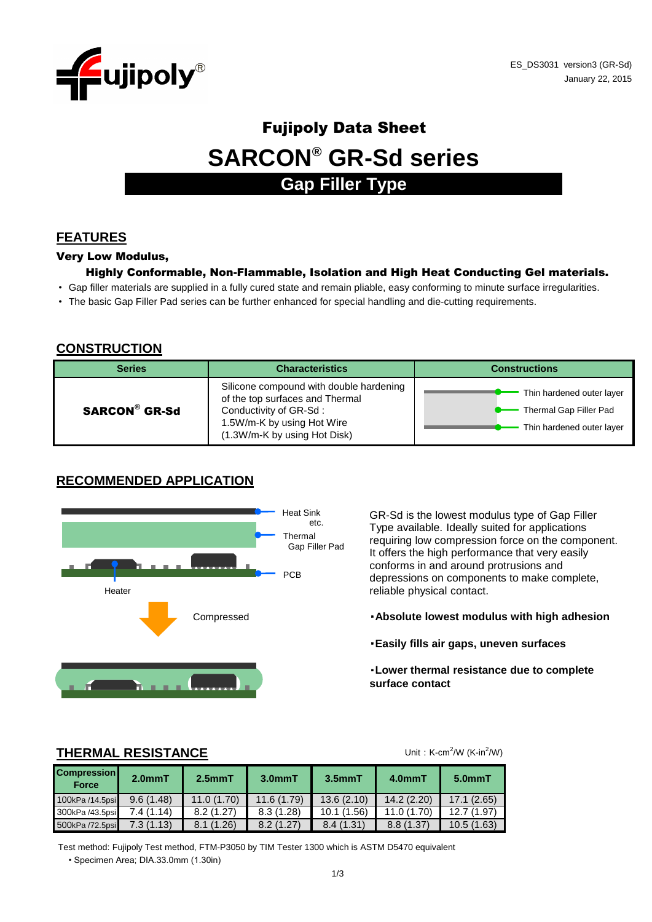ES_DS3031 version3 (GR-Sd)
January 22, 2015

# Fujipoly Data Sheet

# SARCON® GR-Sd series

## Gap Filler Type

## FEATURES

**Very Low Modulus,**

**Highly Conformable, Non-Flammable, Isolation and High Heat Conducting Gel materials.**

- Gap filler materials are supplied in a fully cured state and remain pliable, easy conforming to minute surface irregularities.
- The basic Gap Filler Pad series can be further enhanced for special handling and die-cutting requirements.

## CONSTRUCTION

| Series | Characteristics | Constructions |
|---|---|---|
| **SARCON® GR-Sd** | Silicone compound with double hardening of the top surfaces and Thermal Conductivity of GR-Sd : 1.5W/m-K by using Hot Wire (1.3W/m-K by using Hot Disk) | Thin hardened outer layer / Thermal Gap Filler Pad / Thin hardened outer layer |

## RECOMMENDED APPLICATION

Heat Sink etc.
Thermal Gap Filler Pad
PCB
Heater
Compressed

GR-Sd is the lowest modulus type of Gap Filler Type available. Ideally suited for applications requiring low compression force on the component. It offers the high performance that very easily conforms in and around protrusions and depressions on components to make complete, reliable physical contact.

- **Absolute lowest modulus with high adhesion**
- **Easily fills air gaps, uneven surfaces**
- **Lower thermal resistance due to complete surface contact**

## THERMAL RESISTANCE

Unit : K-cm²/W (K-in²/W)

| Compression Force | 2.0mmT | 2.5mmT | 3.0mmT | 3.5mmT | 4.0mmT | 5.0mmT |
|---|---|---|---|---|---|---|
| 100kPa /14.5psi | 9.6 (1.48) | 11.0 (1.70) | 11.6 (1.79) | 13.6 (2.10) | 14.2 (2.20) | 17.1 (2.65) |
| 300kPa /43.5psi | 7.4 (1.14) | 8.2 (1.27) | 8.3 (1.28) | 10.1 (1.56) | 11.0 (1.70) | 12.7 (1.97) |
| 500kPa /72.5psi | 7.3 (1.13) | 8.1 (1.26) | 8.2 (1.27) | 8.4 (1.31) | 8.8 (1.37) | 10.5 (1.63) |

Test method: Fujipoly Test method, FTM-P3050 by TIM Tester 1300 which is ASTM D5470 equivalent

- Specimen Area; DIA.33.0mm (1.30in)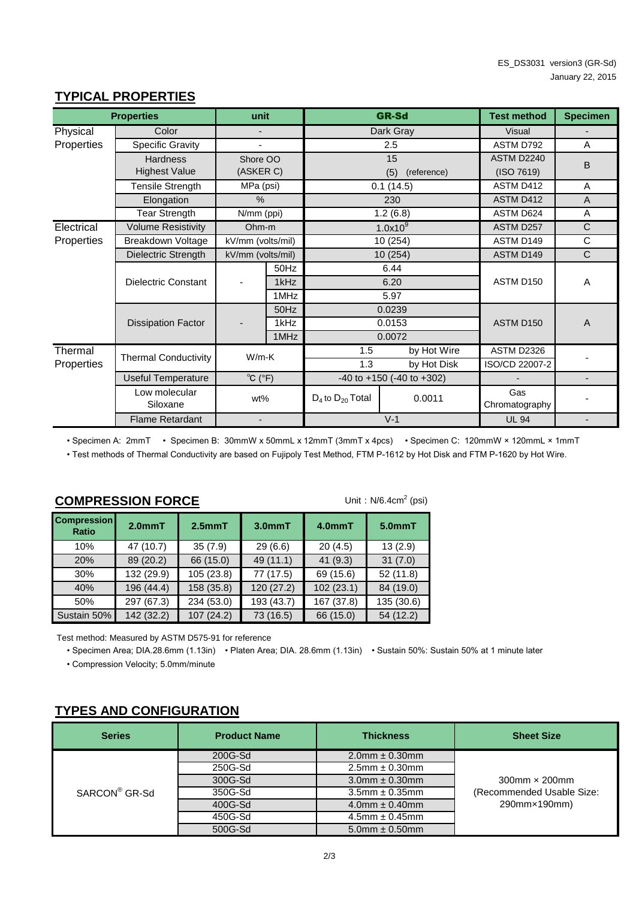ES_DS3031 version3 (GR-Sd)
January 22, 2015

## TYPICAL PROPERTIES

| Properties | | unit | | GR-Sd | | Test method | Specimen |
|---|---|---|---|---|---|---|---|
| Physical Properties | Color | - | | Dark Gray | | Visual | - |
| | Specific Gravity | - | | 2.5 | | ASTM D792 | A |
| | Hardness Highest Value | Shore OO (ASKER C) | | 15 (5) (reference) | | ASTM D2240 (ISO 7619) | B |
| | Tensile Strength | MPa (psi) | | 0.1 (14.5) | | ASTM D412 | A |
| | Elongation | % | | 230 | | ASTM D412 | A |
| | Tear Strength | N/mm (ppi) | | 1.2 (6.8) | | ASTM D624 | A |
| Electrical Properties | Volume Resistivity | Ohm-m | | $1.0x10^9$ | | ASTM D257 | C |
| | Breakdown Voltage | kV/mm (volts/mil) | | 10 (254) | | ASTM D149 | C |
| | Dielectric Strength | kV/mm (volts/mil) | | 10 (254) | | ASTM D149 | C |
| | Dielectric Constant | - | 50Hz | 6.44 | | ASTM D150 | A |
| | | | 1kHz | 6.20 | | | |
| | | | 1MHz | 5.97 | | | |
| | Dissipation Factor | - | 50Hz | 0.0239 | | ASTM D150 | A |
| | | | 1kHz | 0.0153 | | | |
| | | | 1MHz | 0.0072 | | | |
| Thermal Properties | Thermal Conductivity | W/m-K | | 1.5 | by Hot Wire | ASTM D2326 | - |
| | | | | 1.3 | by Hot Disk | ISO/CD 22007-2 | |
| | Useful Temperature | ℃ (°F) | | -40 to +150 (-40 to +302) | | - | - |
| | Low molecular Siloxane | wt% | | $D_4$ to $D_{20}$ Total | 0.0011 | Gas Chromatography | - |
| | Flame Retardant | - | | V-1 | | UL 94 | - |

• Specimen A: 2mmT • Specimen B: 30mmW x 50mmL x 12mmT (3mmT x 4pcs) • Specimen C: 120mmW × 120mmL × 1mmT

• Test methods of Thermal Conductivity are based on Fujipoly Test Method, FTM P-1612 by Hot Disk and FTM P-1620 by Hot Wire.

## COMPRESSION FORCE

Unit : N/6.4cm$^2$ (psi)

| Compression Ratio | 2.0mmT | 2.5mmT | 3.0mmT | 4.0mmT | 5.0mmT |
|---|---|---|---|---|---|
| 10% | 47 (10.7) | 35 (7.9) | 29 (6.6) | 20 (4.5) | 13 (2.9) |
| 20% | 89 (20.2) | 66 (15.0) | 49 (11.1) | 41 (9.3) | 31 (7.0) |
| 30% | 132 (29.9) | 105 (23.8) | 77 (17.5) | 69 (15.6) | 52 (11.8) |
| 40% | 196 (44.4) | 158 (35.8) | 120 (27.2) | 102 (23.1) | 84 (19.0) |
| 50% | 297 (67.3) | 234 (53.0) | 193 (43.7) | 167 (37.8) | 135 (30.6) |
| Sustain 50% | 142 (32.2) | 107 (24.2) | 73 (16.5) | 66 (15.0) | 54 (12.2) |

Test method: Measured by ASTM D575-91 for reference

• Specimen Area; DIA.28.6mm (1.13in) • Platen Area; DIA. 28.6mm (1.13in) • Sustain 50%: Sustain 50% at 1 minute later

• Compression Velocity; 5.0mm/minute

## TYPES AND CONFIGURATION

| Series | Product Name | Thickness | Sheet Size |
|---|---|---|---|
| SARCON® GR-Sd | 200G-Sd | 2.0mm ± 0.30mm | 300mm × 200mm (Recommended Usable Size: 290mm×190mm) |
| | 250G-Sd | 2.5mm ± 0.30mm | |
| | 300G-Sd | 3.0mm ± 0.30mm | |
| | 350G-Sd | 3.5mm ± 0.35mm | |
| | 400G-Sd | 4.0mm ± 0.40mm | |
| | 450G-Sd | 4.5mm ± 0.45mm | |
| | 500G-Sd | 5.0mm ± 0.50mm | |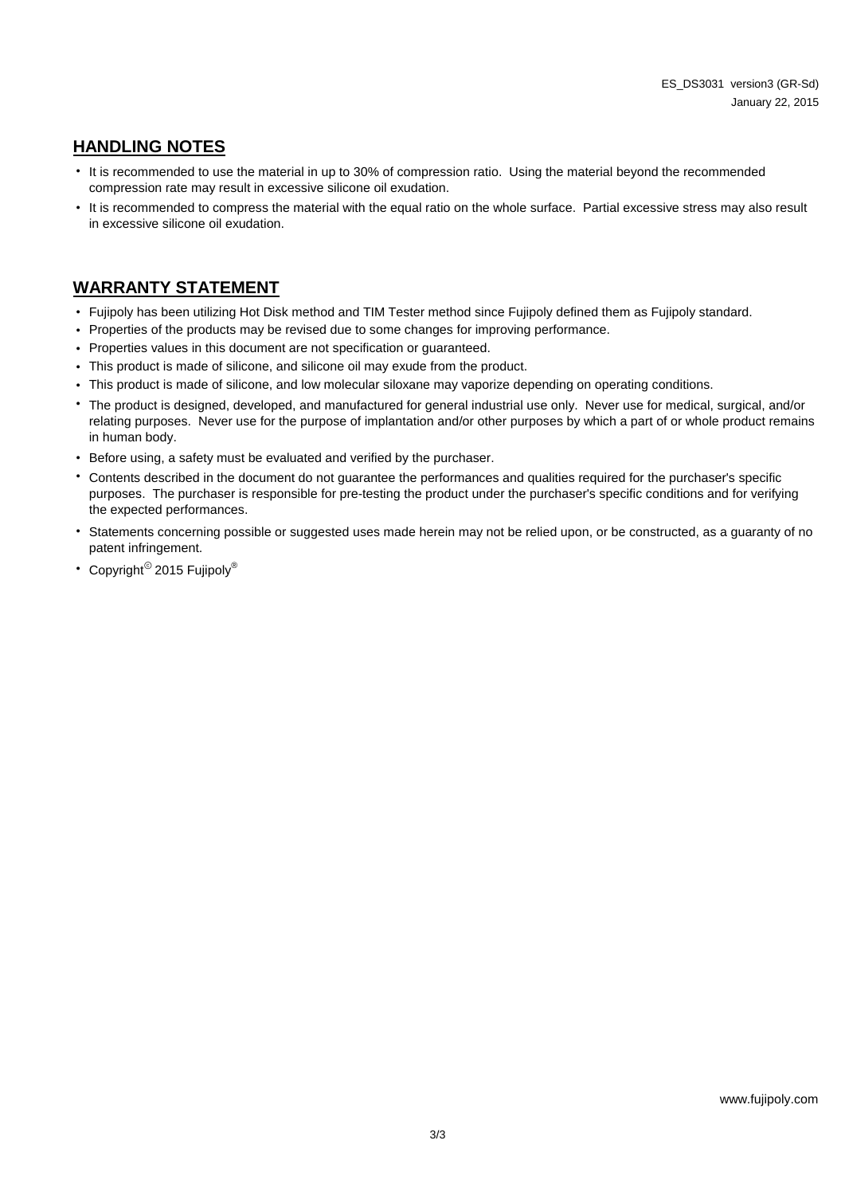## HANDLING NOTES

- It is recommended to use the material in up to 30% of compression ratio. Using the material beyond the recommended compression rate may result in excessive silicone oil exudation.
- It is recommended to compress the material with the equal ratio on the whole surface. Partial excessive stress may also result in excessive silicone oil exudation.

## WARRANTY STATEMENT

- Fujipoly has been utilizing Hot Disk method and TIM Tester method since Fujipoly defined them as Fujipoly standard.
- Properties of the products may be revised due to some changes for improving performance.
- Properties values in this document are not specification or guaranteed.
- This product is made of silicone, and silicone oil may exude from the product.
- This product is made of silicone, and low molecular siloxane may vaporize depending on operating conditions.
- The product is designed, developed, and manufactured for general industrial use only. Never use for medical, surgical, and/or relating purposes. Never use for the purpose of implantation and/or other purposes by which a part of or whole product remains in human body.
- Before using, a safety must be evaluated and verified by the purchaser.
- Contents described in the document do not guarantee the performances and qualities required for the purchaser's specific purposes. The purchaser is responsible for pre-testing the product under the purchaser's specific conditions and for verifying the expected performances.
- Statements concerning possible or suggested uses made herein may not be relied upon, or be constructed, as a guaranty of no patent infringement.
- Copyright© 2015 Fujipoly®